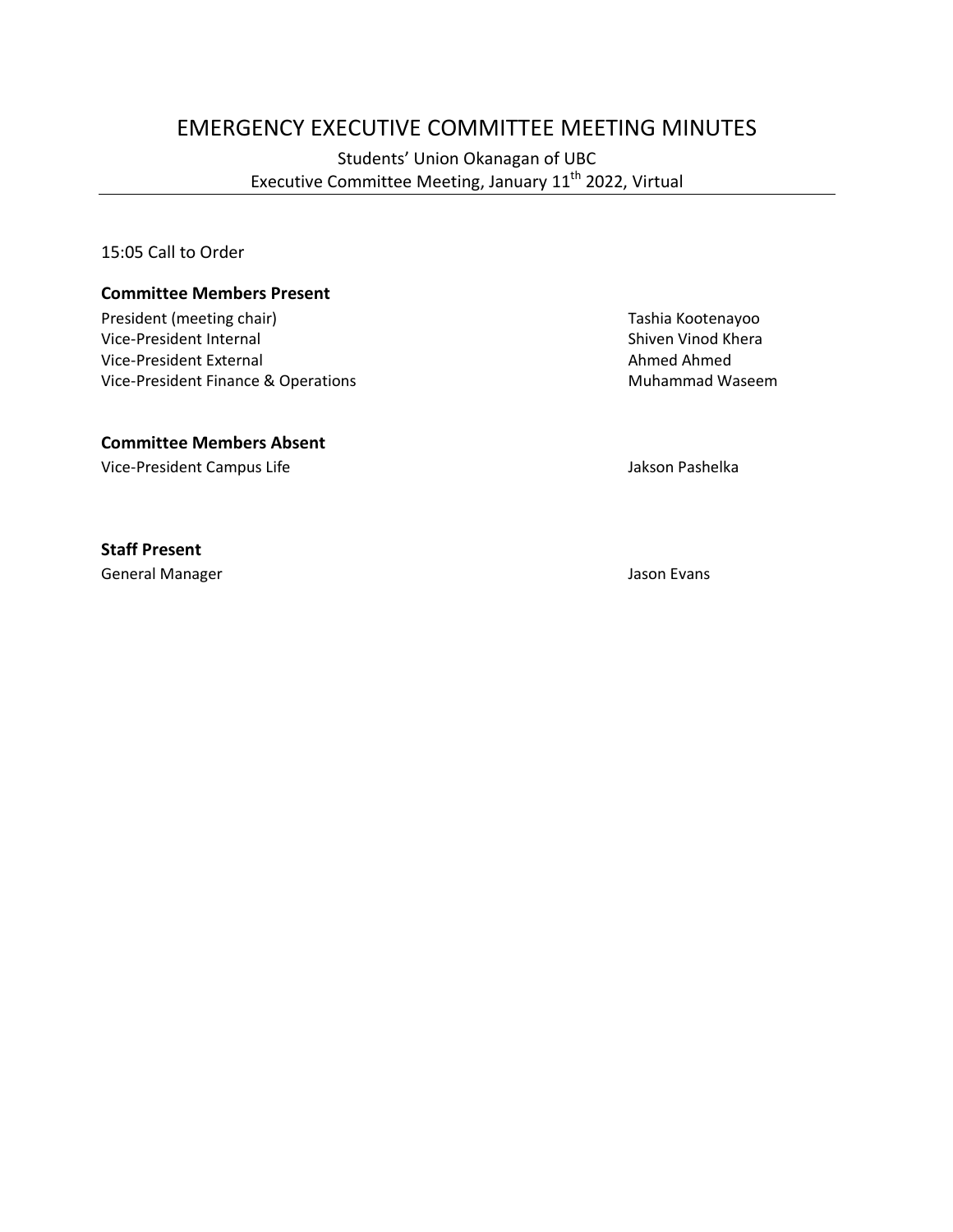# EMERGENCY EXECUTIVE COMMITTEE MEETING MINUTES

Students' Union Okanagan of UBC
Executive Committee Meeting, January 11th 2022, Virtual

---

15:05 Call to Order

**Committee Members Present**

| | |
|---|---|
| President (meeting chair) | Tashia Kootenayoo |
| Vice-President Internal | Shiven Vinod Khera |
| Vice-President External | Ahmed Ahmed |
| Vice-President Finance & Operations | Muhammad Waseem |

**Committee Members Absent**

| | |
|---|---|
| Vice-President Campus Life | Jakson Pashelka |

**Staff Present**

| | |
|---|---|
| General Manager | Jason Evans |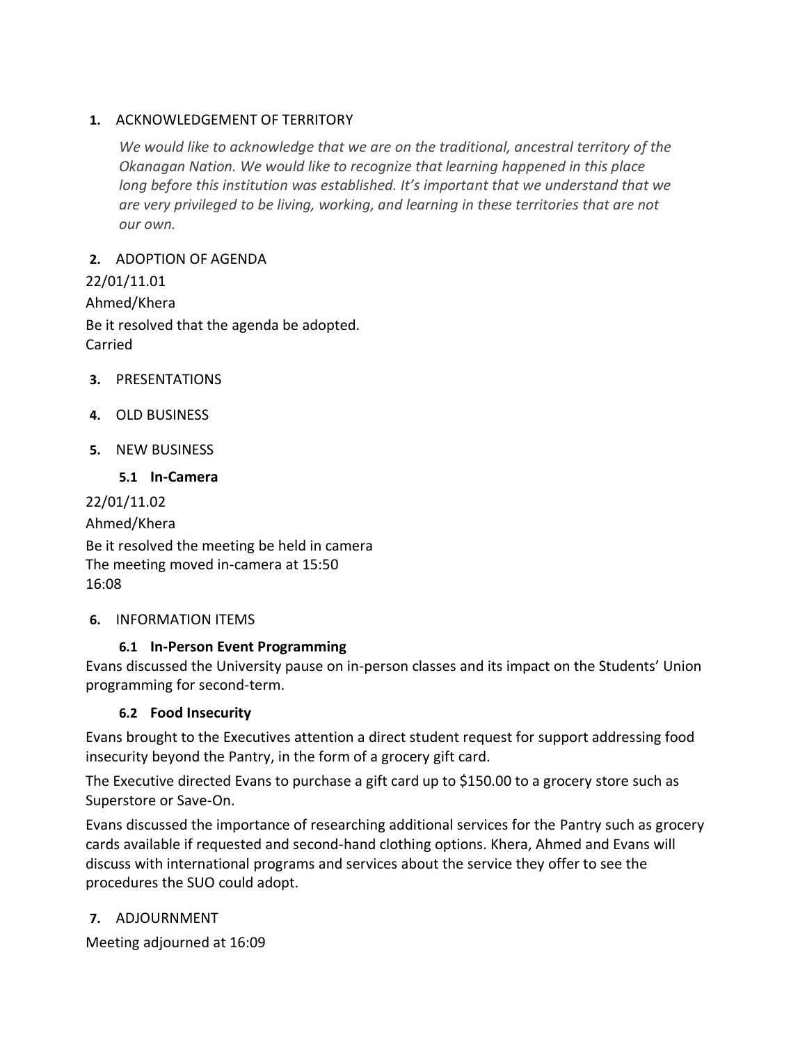**1.** ACKNOWLEDGEMENT OF TERRITORY

*We would like to acknowledge that we are on the traditional, ancestral territory of the Okanagan Nation. We would like to recognize that learning happened in this place long before this institution was established. It's important that we understand that we are very privileged to be living, working, and learning in these territories that are not our own.*

**2.** ADOPTION OF AGENDA

22/01/11.01

Ahmed/Khera

Be it resolved that the agenda be adopted.
Carried

**3.** PRESENTATIONS

**4.** OLD BUSINESS

**5.** NEW BUSINESS

**5.1 In-Camera**

22/01/11.02

Ahmed/Khera

Be it resolved the meeting be held in camera
The meeting moved in-camera at 15:50
16:08

**6.** INFORMATION ITEMS

**6.1 In-Person Event Programming**

Evans discussed the University pause on in-person classes and its impact on the Students' Union programming for second-term.

**6.2 Food Insecurity**

Evans brought to the Executives attention a direct student request for support addressing food insecurity beyond the Pantry, in the form of a grocery gift card.

The Executive directed Evans to purchase a gift card up to $150.00 to a grocery store such as Superstore or Save-On.

Evans discussed the importance of researching additional services for the Pantry such as grocery cards available if requested and second-hand clothing options. Khera, Ahmed and Evans will discuss with international programs and services about the service they offer to see the procedures the SUO could adopt.

**7.** ADJOURNMENT

Meeting adjourned at 16:09